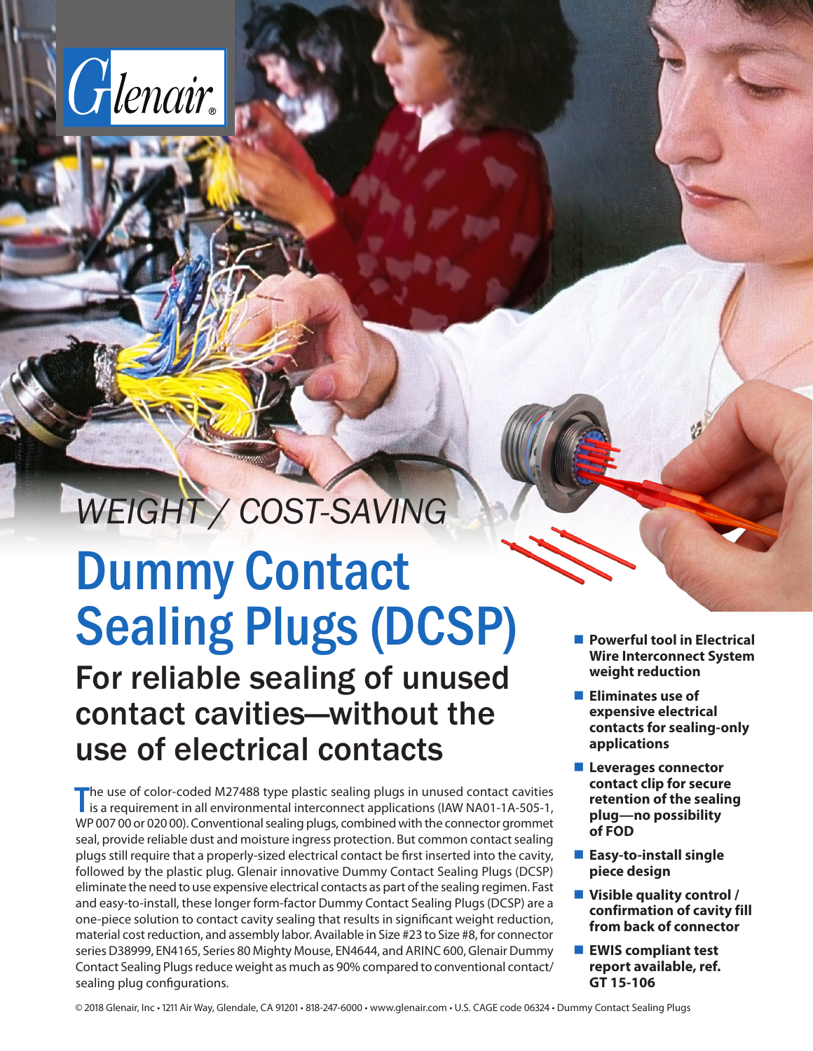WEIGHT / COST-SAVING

# Dummy Contact Sealing Plugs (DCSP)

## For reliable sealing of unused contact cavities—without the use of electrical contacts

The use of color-coded M27488 type plastic sealing plugs in unused contact cavities is a requirement in all environmental interconnect applications (IAW NA01-1A-505-1, WP 007 00 or 020 00). Conventional sealing plugs, combined with the connector grommet seal, provide reliable dust and moisture ingress protection. But common contact sealing plugs still require that a properly-sized electrical contact be first inserted into the cavity, followed by the plastic plug. Glenair innovative Dummy Contact Sealing Plugs (DCSP) eliminate the need to use expensive electrical contacts as part of the sealing regimen. Fast and easy-to-install, these longer form-factor Dummy Contact Sealing Plugs (DCSP) are a one-piece solution to contact cavity sealing that results in significant weight reduction, material cost reduction, and assembly labor. Available in Size #23 to Size #8, for connector series D38999, EN4165, Series 80 Mighty Mouse, EN4644, and ARINC 600, Glenair Dummy Contact Sealing Plugs reduce weight as much as 90% compared to conventional contact/sealing plug configurations.

- **Powerful tool in Electrical Wire Interconnect System weight reduction**
- **Eliminates use of expensive electrical contacts for sealing-only applications**
- **Leverages connector contact clip for secure retention of the sealing plug—no possibility of FOD**
- **Easy-to-install single piece design**
- **Visible quality control / confirmation of cavity fill from back of connector**
- **EWIS compliant test report available, ref. GT 15-106**

© 2018 Glenair, Inc • 1211 Air Way, Glendale, CA 91201 • 818-247-6000 • www.glenair.com • U.S. CAGE code 06324 • Dummy Contact Sealing Plugs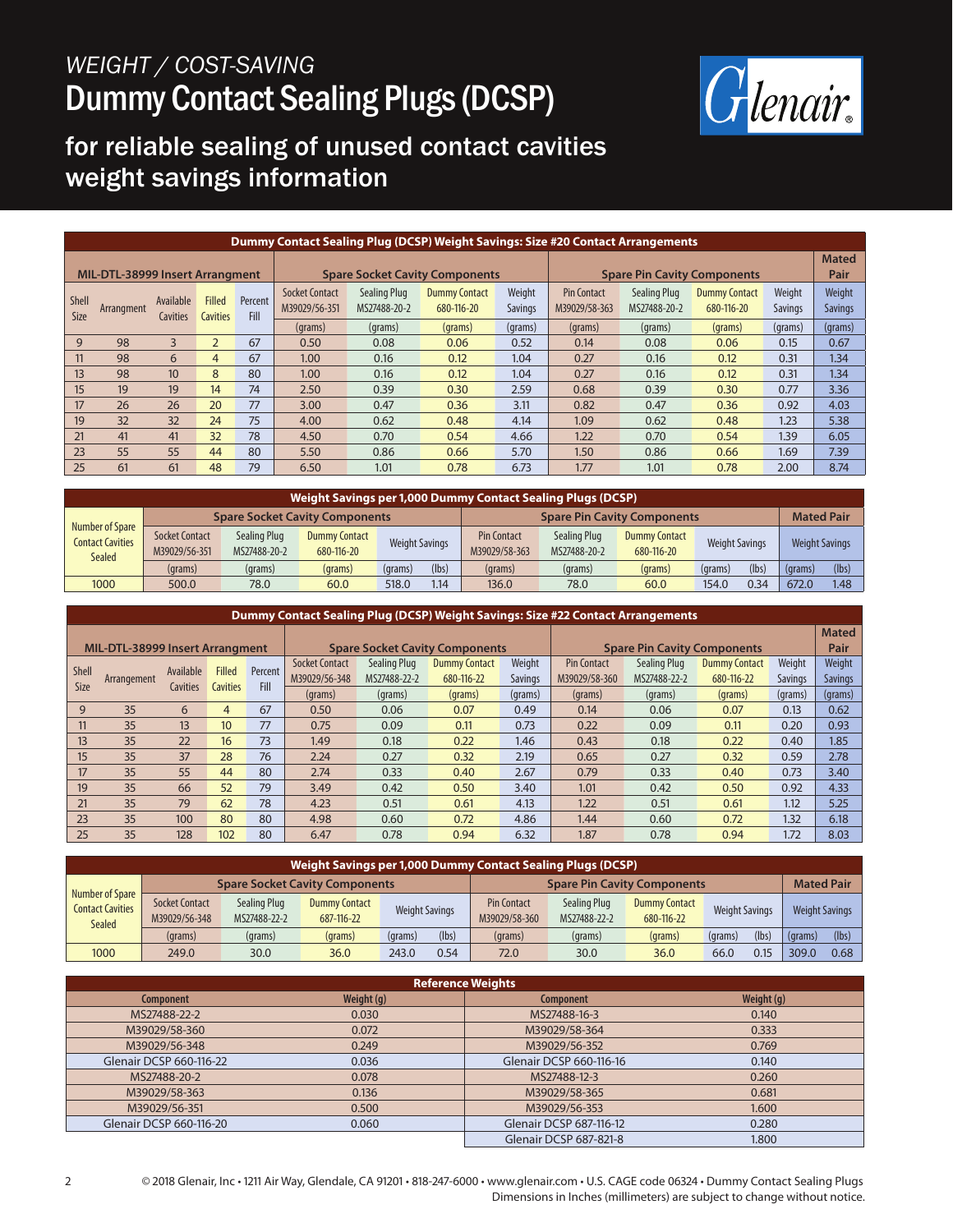*WEIGHT / COST-SAVING*

# Dummy Contact Sealing Plugs (DCSP)

## for reliable sealing of unused contact cavities weight savings information

| Dummy Contact Sealing Plug (DCSP) Weight Savings: Size #20 Contact Arrangements | | | | | | | | | | | | | |
|---|---|---|---|---|---|---|---|---|---|---|---|---|---|
| MIL-DTL-38999 Insert Arrangment | | | | | Spare Socket Cavity Components | | | | Spare Pin Cavity Components | | | | Mated Pair |
| Shell Size | Arrangment | Available Cavities | Filled Cavities | Percent Fill | Socket Contact M39029/56-351 | Sealing Plug MS27488-20-2 | Dummy Contact 680-116-20 | Weight Savings | Pin Contact M39029/58-363 | Sealing Plug MS27488-20-2 | Dummy Contact 680-116-20 | Weight Savings | Weight Savings |
| | | | | | (grams) | (grams) | (grams) | (grams) | (grams) | (grams) | (grams) | (grams) | (grams) |
| 9 | 98 | 3 | 2 | 67 | 0.50 | 0.08 | 0.06 | 0.52 | 0.14 | 0.08 | 0.06 | 0.15 | 0.67 |
| 11 | 98 | 6 | 4 | 67 | 1.00 | 0.16 | 0.12 | 1.04 | 0.27 | 0.16 | 0.12 | 0.31 | 1.34 |
| 13 | 98 | 10 | 8 | 80 | 1.00 | 0.16 | 0.12 | 1.04 | 0.27 | 0.16 | 0.12 | 0.31 | 1.34 |
| 15 | 19 | 19 | 14 | 74 | 2.50 | 0.39 | 0.30 | 2.59 | 0.68 | 0.39 | 0.30 | 0.77 | 3.36 |
| 17 | 26 | 26 | 20 | 77 | 3.00 | 0.47 | 0.36 | 3.11 | 0.82 | 0.47 | 0.36 | 0.92 | 4.03 |
| 19 | 32 | 32 | 24 | 75 | 4.00 | 0.62 | 0.48 | 4.14 | 1.09 | 0.62 | 0.48 | 1.23 | 5.38 |
| 21 | 41 | 41 | 32 | 78 | 4.50 | 0.70 | 0.54 | 4.66 | 1.22 | 0.70 | 0.54 | 1.39 | 6.05 |
| 23 | 55 | 55 | 44 | 80 | 5.50 | 0.86 | 0.66 | 5.70 | 1.50 | 0.86 | 0.66 | 1.69 | 7.39 |
| 25 | 61 | 61 | 48 | 79 | 6.50 | 1.01 | 0.78 | 6.73 | 1.77 | 1.01 | 0.78 | 2.00 | 8.74 |

| Weight Savings per 1,000 Dummy Contact Sealing Plugs (DCSP) | | | | | | | | | | | | |
|---|---|---|---|---|---|---|---|---|---|---|---|---|
| Number of Spare Contact Cavities Sealed | Spare Socket Cavity Components | | | | | Spare Pin Cavity Components | | | | | Mated Pair | |
| | Socket Contact M39029/56-351 | Sealing Plug MS27488-20-2 | Dummy Contact 680-116-20 | Weight Savings | | Pin Contact M39029/58-363 | Sealing Plug MS27488-20-2 | Dummy Contact 680-116-20 | Weight Savings | | Weight Savings | |
| | (grams) | (grams) | (grams) | (grams) | (lbs) | (grams) | (grams) | (grams) | (grams) | (lbs) | (grams) | (lbs) |
| 1000 | 500.0 | 78.0 | 60.0 | 518.0 | 1.14 | 136.0 | 78.0 | 60.0 | 154.0 | 0.34 | 672.0 | 1.48 |

| Dummy Contact Sealing Plug (DCSP) Weight Savings: Size #22 Contact Arrangements | | | | | | | | | | | | | |
|---|---|---|---|---|---|---|---|---|---|---|---|---|---|
| MIL-DTL-38999 Insert Arrangment | | | | | Spare Socket Cavity Components | | | | Spare Pin Cavity Components | | | | Mated Pair |
| Shell Size | Arrangment | Available Cavities | Filled Cavities | Percent Fill | Socket Contact M39029/56-348 | Sealing Plug MS27488-22-2 | Dummy Contact 680-116-22 | Weight Savings | Pin Contact M39029/58-360 | Sealing Plug MS27488-22-2 | Dummy Contact 680-116-22 | Weight Savings | Weight Savings |
| | | | | | (grams) | (grams) | (grams) | (grams) | (grams) | (grams) | (grams) | (grams) | (grams) |
| 9 | 35 | 6 | 4 | 67 | 0.50 | 0.06 | 0.07 | 0.49 | 0.14 | 0.06 | 0.07 | 0.13 | 0.62 |
| 11 | 35 | 13 | 10 | 77 | 0.75 | 0.09 | 0.11 | 0.73 | 0.22 | 0.09 | 0.11 | 0.20 | 0.93 |
| 13 | 35 | 22 | 16 | 73 | 1.49 | 0.18 | 0.22 | 1.46 | 0.43 | 0.18 | 0.22 | 0.40 | 1.85 |
| 15 | 35 | 37 | 28 | 76 | 2.24 | 0.27 | 0.32 | 2.19 | 0.65 | 0.27 | 0.32 | 0.59 | 2.78 |
| 17 | 35 | 55 | 44 | 80 | 2.74 | 0.33 | 0.40 | 2.67 | 0.79 | 0.33 | 0.40 | 0.73 | 3.40 |
| 19 | 35 | 66 | 52 | 79 | 3.49 | 0.42 | 0.50 | 3.40 | 1.01 | 0.42 | 0.50 | 0.92 | 4.33 |
| 21 | 35 | 79 | 62 | 78 | 4.23 | 0.51 | 0.61 | 4.13 | 1.22 | 0.51 | 0.61 | 1.12 | 5.25 |
| 23 | 35 | 100 | 80 | 80 | 4.98 | 0.60 | 0.72 | 4.86 | 1.44 | 0.60 | 0.72 | 1.32 | 6.18 |
| 25 | 35 | 128 | 102 | 80 | 6.47 | 0.78 | 0.94 | 6.32 | 1.87 | 0.78 | 0.94 | 1.72 | 8.03 |

| Weight Savings per 1,000 Dummy Contact Sealing Plugs (DCSP) | | | | | | | | | | | | |
|---|---|---|---|---|---|---|---|---|---|---|---|---|
| Number of Spare Contact Cavities Sealed | Spare Socket Cavity Components | | | | | Spare Pin Cavity Components | | | | | Mated Pair | |
| | Socket Contact M39029/56-348 | Sealing Plug MS27488-22-2 | Dummy Contact 687-116-22 | Weight Savings | | Pin Contact M39029/58-360 | Sealing Plug MS27488-22-2 | Dummy Contact 680-116-22 | Weight Savings | | Weight Savings | |
| | (grams) | (grams) | (grams) | (grams) | (lbs) | (grams) | (grams) | (grams) | (grams) | (lbs) | (grams) | (lbs) |
| 1000 | 249.0 | 30.0 | 36.0 | 243.0 | 0.54 | 72.0 | 30.0 | 36.0 | 66.0 | 0.15 | 309.0 | 0.68 |

| Reference Weights | | | |
|---|---|---|---|
| Component | Weight (g) | Component | Weight (g) |
| MS27488-22-2 | 0.030 | MS27488-16-3 | 0.140 |
| M39029/58-360 | 0.072 | M39029/58-364 | 0.333 |
| M39029/56-348 | 0.249 | M39029/56-352 | 0.769 |
| Glenair DCSP 660-116-22 | 0.036 | Glenair DCSP 660-116-16 | 0.140 |
| MS27488-20-2 | 0.078 | MS27488-12-3 | 0.260 |
| M39029/58-363 | 0.136 | M39029/58-365 | 0.681 |
| M39029/56-351 | 0.500 | M39029/56-353 | 1.600 |
| Glenair DCSP 660-116-20 | 0.060 | Glenair DCSP 687-116-12 | 0.280 |
| | | Glenair DCSP 687-821-8 | 1.800 |

© 2018 Glenair, Inc • 1211 Air Way, Glendale, CA 91201 • 818-247-6000 • www.glenair.com • U.S. CAGE code 06324 • Dummy Contact Sealing Plugs
Dimensions in Inches (millimeters) are subject to change without notice.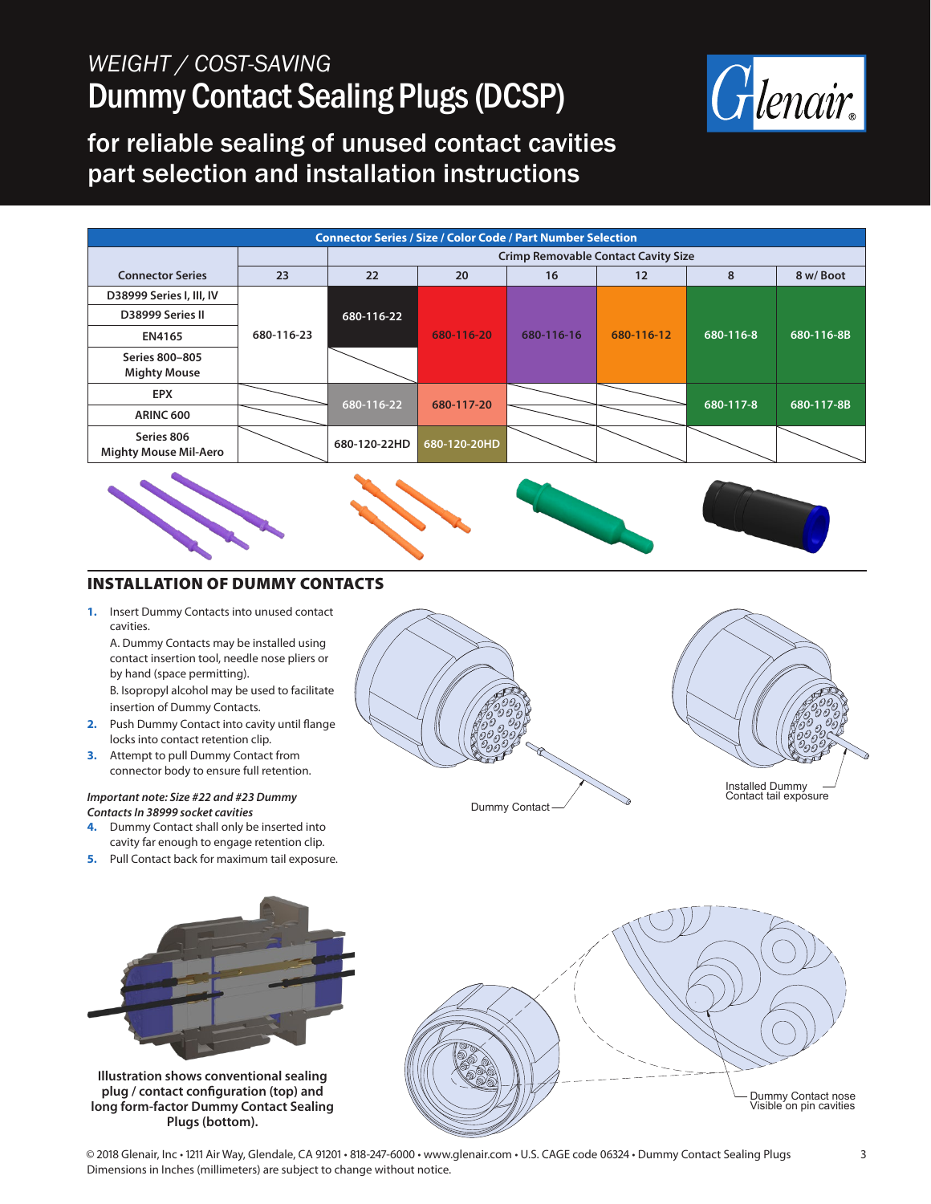# *WEIGHT / COST-SAVING*
# Dummy Contact Sealing Plugs (DCSP)

## for reliable sealing of unused contact cavities part selection and installation instructions

**Connector Series / Size / Color Code / Part Number Selection**

| Connector Series | | Crimp Removable Contact Cavity Size | | | | | |
|---|---|---|---|---|---|---|---|
| | 23 | 22 | 20 | 16 | 12 | 8 | 8 w/ Boot |
| D38999 Series I, III, IV | 680-116-23 | 680-116-22 | 680-116-20 | 680-116-16 | 680-116-12 | 680-116-8 | 680-116-8B |
| D38999 Series II | 680-116-23 | 680-116-22 | 680-116-20 | 680-116-16 | 680-116-12 | 680-116-8 | 680-116-8B |
| EN4165 | 680-116-23 | 680-116-22 | 680-116-20 | 680-116-16 | 680-116-12 | 680-116-8 | 680-116-8B |
| Series 800–805 Mighty Mouse | 680-116-23 | | 680-116-20 | 680-116-16 | 680-116-12 | 680-116-8 | 680-116-8B |
| EPX | | 680-116-22 | 680-117-20 | | | 680-117-8 | 680-117-8B |
| ARINC 600 | | 680-116-22 | 680-117-20 | | | 680-117-8 | 680-117-8B |
| Series 806 Mighty Mouse Mil-Aero | | 680-120-22HD | 680-120-20HD | | | | |

## INSTALLATION OF DUMMY CONTACTS

1. Insert Dummy Contacts into unused contact cavities.
   A. Dummy Contacts may be installed using contact insertion tool, needle nose pliers or by hand (space permitting).
   B. Isopropyl alcohol may be used to facilitate insertion of Dummy Contacts.
2. Push Dummy Contact into cavity until flange locks into contact retention clip.
3. Attempt to pull Dummy Contact from connector body to ensure full retention.

***Important note: Size #22 and #23 Dummy Contacts In 38999 socket cavities***

4. Dummy Contact shall only be inserted into cavity far enough to engage retention clip.
5. Pull Contact back for maximum tail exposure.

Dummy Contact

Installed Dummy Contact tail exposure

**Illustration shows conventional sealing plug / contact configuration (top) and long form-factor Dummy Contact Sealing Plugs (bottom).**

Dummy Contact nose Visible on pin cavities

© 2018 Glenair, Inc • 1211 Air Way, Glendale, CA 91201 • 818-247-6000 • www.glenair.com • U.S. CAGE code 06324 • Dummy Contact Sealing Plugs
Dimensions in Inches (millimeters) are subject to change without notice.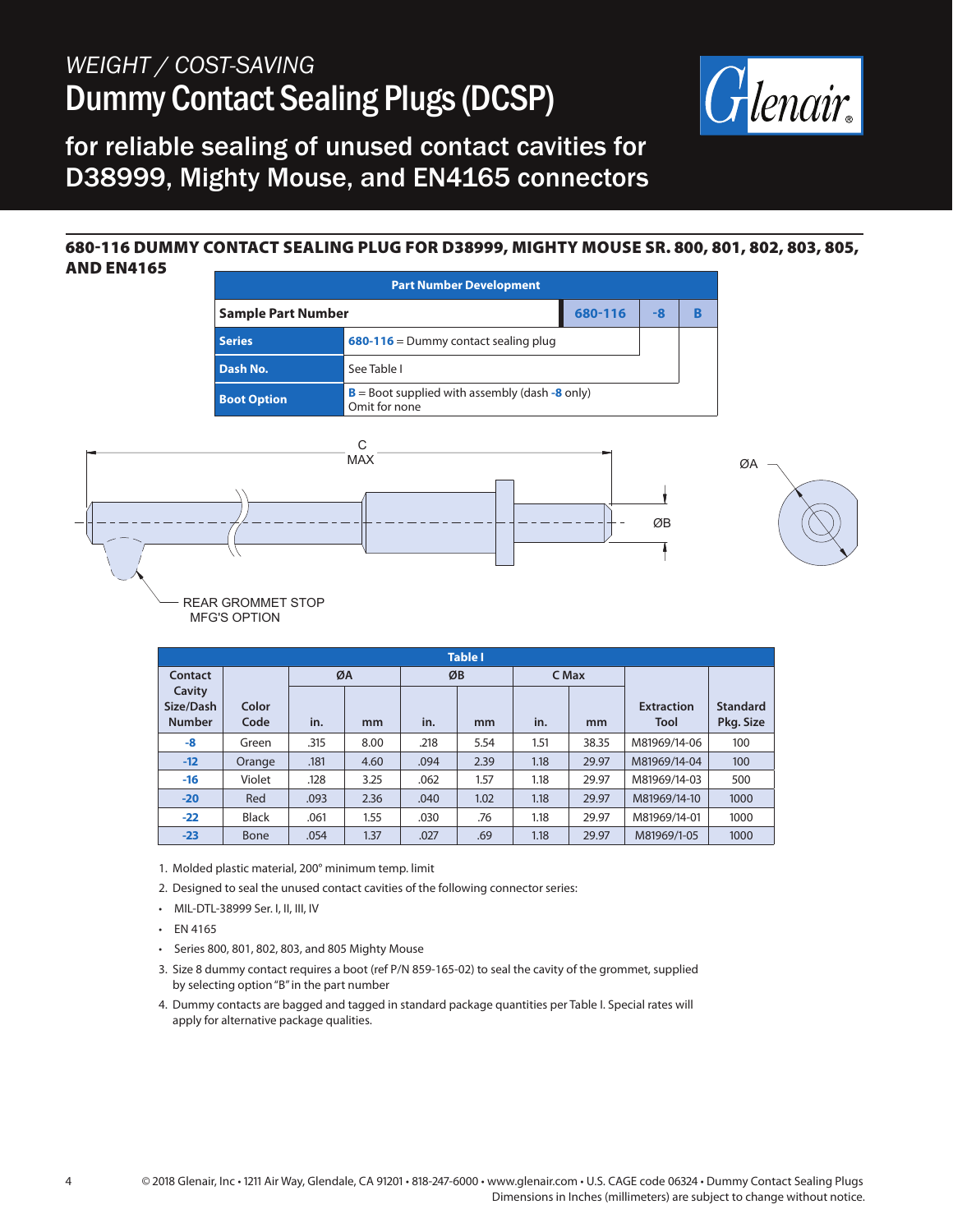*WEIGHT / COST-SAVING*

# Dummy Contact Sealing Plugs (DCSP)

## for reliable sealing of unused contact cavities for D38999, Mighty Mouse, and EN4165 connectors

### 680-116 DUMMY CONTACT SEALING PLUG FOR D38999, MIGHTY MOUSE SR. 800, 801, 802, 803, 805, AND EN4165

| Part Number Development | | | | |
|---|---|---|---|---|
| **Sample Part Number** | | **680-116** | **-8** | **B** |
| **Series** | **680-116** = Dummy contact sealing plug | | | |
| **Dash No.** | See Table I | | | |
| **Boot Option** | **B** = Boot supplied with assembly (dash **-8** only)<br>Omit for none | | | |

C MAX

ØB

ØA

REAR GROMMET STOP
MFG'S OPTION

**Table I**

| Contact Cavity Size/Dash Number | Color Code | ØA | | ØB | | C Max | | Extraction Tool | Standard Pkg. Size |
|---|---|---|---|---|---|---|---|---|---|
| | | in. | mm | in. | mm | in. | mm | | |
| **-8** | Green | .315 | 8.00 | .218 | 5.54 | 1.51 | 38.35 | M81969/14-06 | 100 |
| **-12** | Orange | .181 | 4.60 | .094 | 2.39 | 1.18 | 29.97 | M81969/14-04 | 100 |
| **-16** | Violet | .128 | 3.25 | .062 | 1.57 | 1.18 | 29.97 | M81969/14-03 | 500 |
| **-20** | Red | .093 | 2.36 | .040 | 1.02 | 1.18 | 29.97 | M81969/14-10 | 1000 |
| **-22** | Black | .061 | 1.55 | .030 | .76 | 1.18 | 29.97 | M81969/14-01 | 1000 |
| **-23** | Bone | .054 | 1.37 | .027 | .69 | 1.18 | 29.97 | M81969/1-05 | 1000 |

1. Molded plastic material, 200° minimum temp. limit
2. Designed to seal the unused contact cavities of the following connector series:
   - MIL-DTL-38999 Ser. I, II, III, IV
   - EN 4165
   - Series 800, 801, 802, 803, and 805 Mighty Mouse
3. Size 8 dummy contact requires a boot (ref P/N 859-165-02) to seal the cavity of the grommet, supplied by selecting option "B" in the part number
4. Dummy contacts are bagged and tagged in standard package quantities per Table I. Special rates will apply for alternative package qualities.

© 2018 Glenair, Inc • 1211 Air Way, Glendale, CA 91201 • 818-247-6000 • www.glenair.com • U.S. CAGE code 06324 • Dummy Contact Sealing Plugs
Dimensions in Inches (millimeters) are subject to change without notice.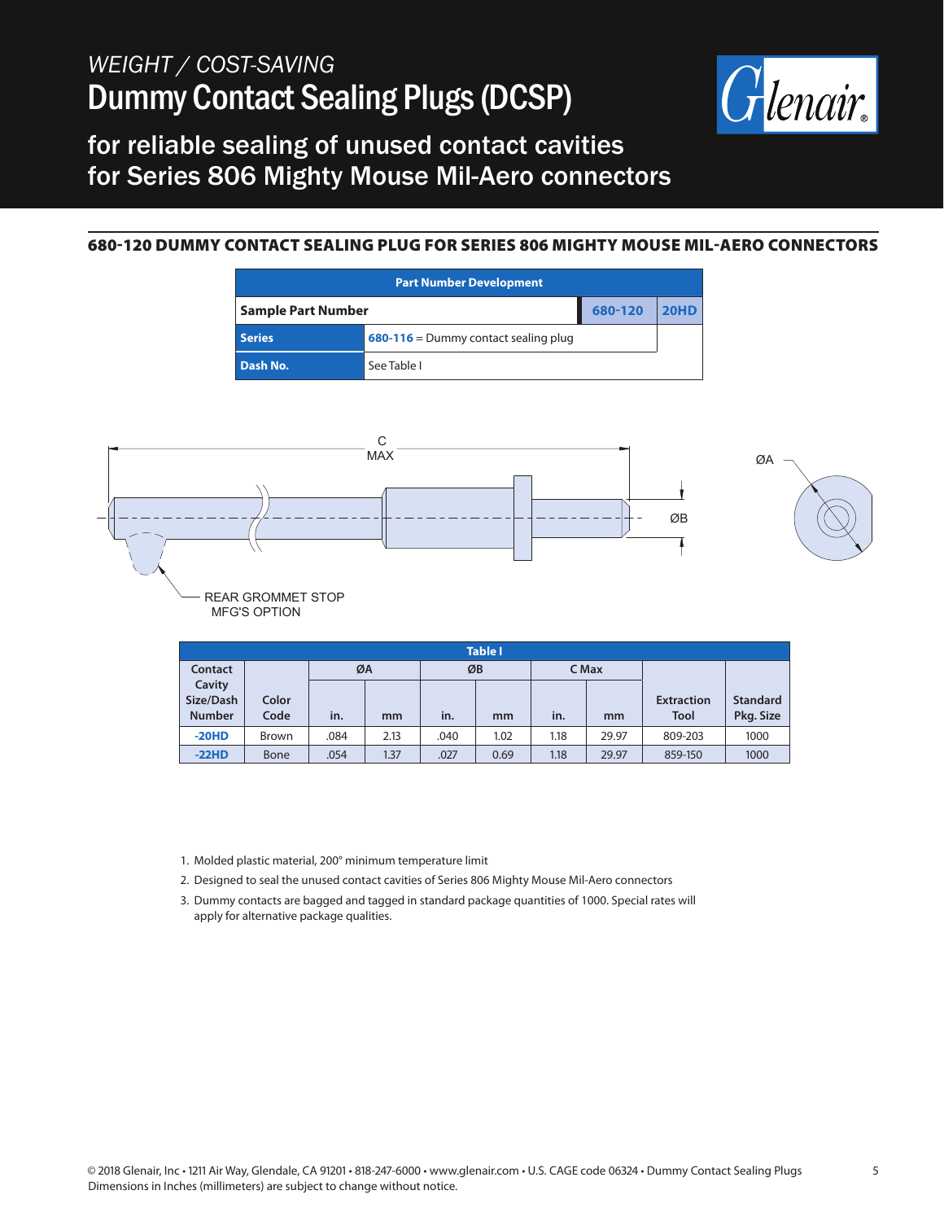*WEIGHT / COST-SAVING*

# Dummy Contact Sealing Plugs (DCSP)

## for reliable sealing of unused contact cavities for Series 806 Mighty Mouse Mil-Aero connectors

### 680-120 DUMMY CONTACT SEALING PLUG FOR SERIES 806 MIGHTY MOUSE MIL-AERO CONNECTORS

| Part Number Development | | | |
|---|---|---|---|
| **Sample Part Number** | | **680-120** | **20HD** |
| **Series** | **680-116** = Dummy contact sealing plug | | |
| **Dash No.** | See Table I | | |

C MAX

ØB

ØA

REAR GROMMET STOP MFG'S OPTION

**Table I**

| Contact Cavity Size/Dash Number | Color Code | ØA | | ØB | | C Max | | Extraction Tool | Standard Pkg. Size |
|---|---|---|---|---|---|---|---|---|---|
| | | in. | mm | in. | mm | in. | mm | | |
| **-20HD** | Brown | .084 | 2.13 | .040 | 1.02 | 1.18 | 29.97 | 809-203 | 1000 |
| **-22HD** | Bone | .054 | 1.37 | .027 | 0.69 | 1.18 | 29.97 | 859-150 | 1000 |

1. Molded plastic material, 200° minimum temperature limit
2. Designed to seal the unused contact cavities of Series 806 Mighty Mouse Mil-Aero connectors
3. Dummy contacts are bagged and tagged in standard package quantities of 1000. Special rates will apply for alternative package qualities.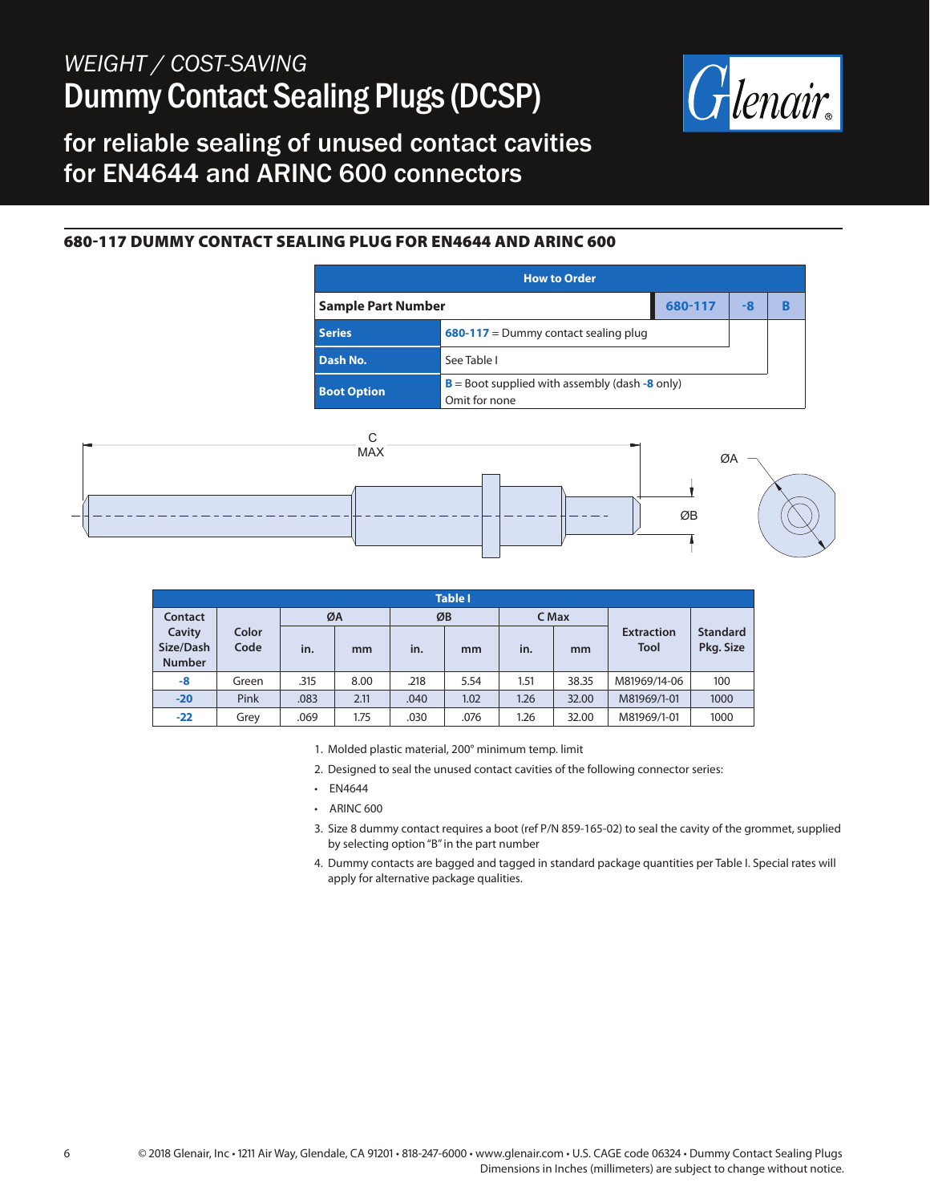*WEIGHT / COST-SAVING*

# Dummy Contact Sealing Plugs (DCSP)

## for reliable sealing of unused contact cavities for EN4644 and ARINC 600 connectors

### 680-117 DUMMY CONTACT SEALING PLUG FOR EN4644 AND ARINC 600

| How to Order | | | | |
|---|---|---|---|---|
| **Sample Part Number** | | 680-117 | -8 | B |
| **Series** | **680-117** = Dummy contact sealing plug | | | |
| **Dash No.** | See Table I | | | |
| **Boot Option** | **B** = Boot supplied with assembly (dash **-8** only)<br>Omit for none | | | |

C MAX

ØA

ØB

**Table I**

| Contact Cavity Size/Dash Number | Color Code | ØA | | ØB | | C Max | | Extraction Tool | Standard Pkg. Size |
|---|---|---|---|---|---|---|---|---|---|
| | | in. | mm | in. | mm | in. | mm | | |
| **-8** | Green | .315 | 8.00 | .218 | 5.54 | 1.51 | 38.35 | M81969/14-06 | 100 |
| **-20** | Pink | .083 | 2.11 | .040 | 1.02 | 1.26 | 32.00 | M81969/1-01 | 1000 |
| **-22** | Grey | .069 | 1.75 | .030 | .076 | 1.26 | 32.00 | M81969/1-01 | 1000 |

1. Molded plastic material, 200° minimum temp. limit
2. Designed to seal the unused contact cavities of the following connector series:
   - EN4644
   - ARINC 600
3. Size 8 dummy contact requires a boot (ref P/N 859-165-02) to seal the cavity of the grommet, supplied by selecting option "B" in the part number
4. Dummy contacts are bagged and tagged in standard package quantities per Table I. Special rates will apply for alternative package qualities.

© 2018 Glenair, Inc • 1211 Air Way, Glendale, CA 91201 • 818-247-6000 • www.glenair.com • U.S. CAGE code 06324 • Dummy Contact Sealing Plugs
Dimensions in Inches (millimeters) are subject to change without notice.